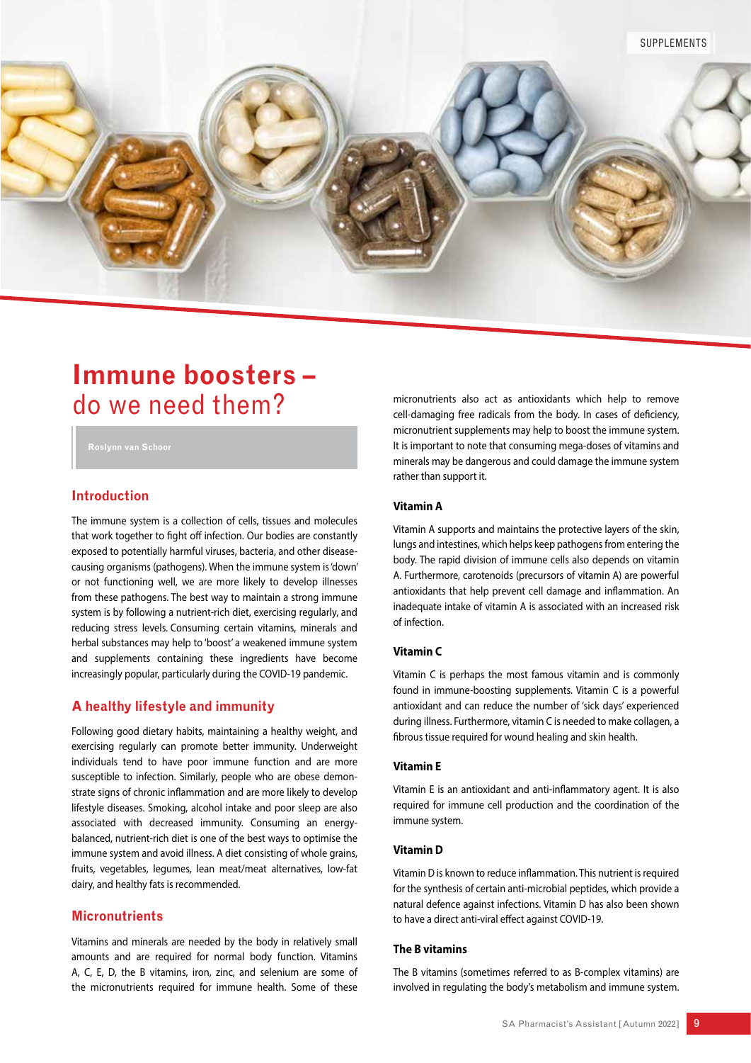# Immune boosters – do we need them?

Roslynn van Schoor

## Introduction

The immune system is a collection of cells, tissues and molecules that work together to fight off infection. Our bodies are constantly exposed to potentially harmful viruses, bacteria, and other disease-causing organisms (pathogens). When the immune system is 'down' or not functioning well, we are more likely to develop illnesses from these pathogens. The best way to maintain a strong immune system is by following a nutrient-rich diet, exercising regularly, and reducing stress levels. Consuming certain vitamins, minerals and herbal substances may help to 'boost' a weakened immune system and supplements containing these ingredients have become increasingly popular, particularly during the COVID-19 pandemic.

## A healthy lifestyle and immunity

Following good dietary habits, maintaining a healthy weight, and exercising regularly can promote better immunity. Underweight individuals tend to have poor immune function and are more susceptible to infection. Similarly, people who are obese demonstrate signs of chronic inflammation and are more likely to develop lifestyle diseases. Smoking, alcohol intake and poor sleep are also associated with decreased immunity. Consuming an energy-balanced, nutrient-rich diet is one of the best ways to optimise the immune system and avoid illness. A diet consisting of whole grains, fruits, vegetables, legumes, lean meat/meat alternatives, low-fat dairy, and healthy fats is recommended.

## Micronutrients

Vitamins and minerals are needed by the body in relatively small amounts and are required for normal body function. Vitamins A, C, E, D, the B vitamins, iron, zinc, and selenium are some of the micronutrients required for immune health. Some of these micronutrients also act as antioxidants which help to remove cell-damaging free radicals from the body. In cases of deficiency, micronutrient supplements may help to boost the immune system. It is important to note that consuming mega-doses of vitamins and minerals may be dangerous and could damage the immune system rather than support it.

### Vitamin A

Vitamin A supports and maintains the protective layers of the skin, lungs and intestines, which helps keep pathogens from entering the body. The rapid division of immune cells also depends on vitamin A. Furthermore, carotenoids (precursors of vitamin A) are powerful antioxidants that help prevent cell damage and inflammation. An inadequate intake of vitamin A is associated with an increased risk of infection.

### Vitamin C

Vitamin C is perhaps the most famous vitamin and is commonly found in immune-boosting supplements. Vitamin C is a powerful antioxidant and can reduce the number of 'sick days' experienced during illness. Furthermore, vitamin C is needed to make collagen, a fibrous tissue required for wound healing and skin health.

### Vitamin E

Vitamin E is an antioxidant and anti-inflammatory agent. It is also required for immune cell production and the coordination of the immune system.

### Vitamin D

Vitamin D is known to reduce inflammation. This nutrient is required for the synthesis of certain anti-microbial peptides, which provide a natural defence against infections. Vitamin D has also been shown to have a direct anti-viral effect against COVID-19.

### The B vitamins

The B vitamins (sometimes referred to as B-complex vitamins) are involved in regulating the body's metabolism and immune system.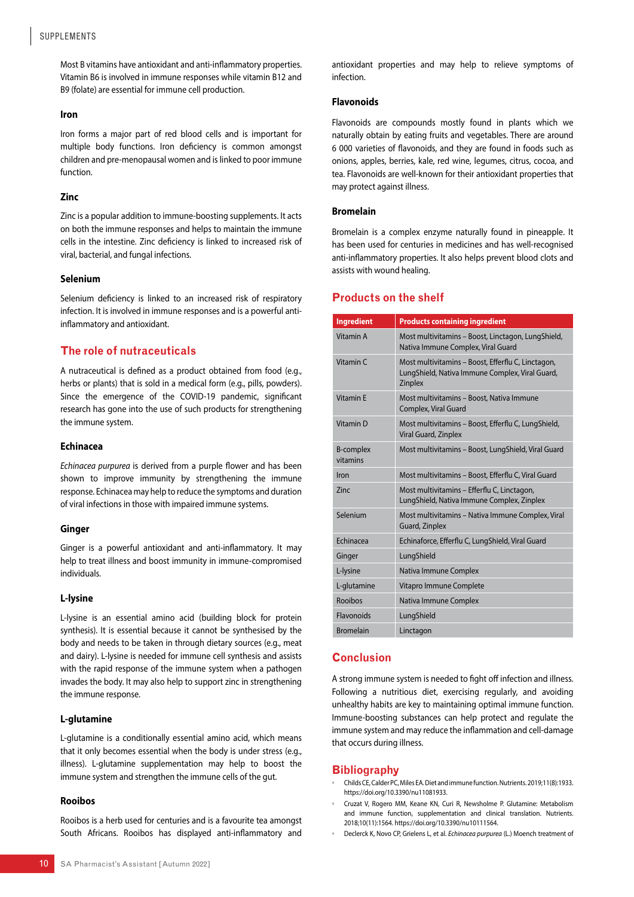Most B vitamins have antioxidant and anti-inflammatory properties. Vitamin B6 is involved in immune responses while vitamin B12 and B9 (folate) are essential for immune cell production.

### Iron

Iron forms a major part of red blood cells and is important for multiple body functions. Iron deficiency is common amongst children and pre-menopausal women and is linked to poor immune function.

### Zinc

Zinc is a popular addition to immune-boosting supplements. It acts on both the immune responses and helps to maintain the immune cells in the intestine. Zinc deficiency is linked to increased risk of viral, bacterial, and fungal infections.

### Selenium

Selenium deficiency is linked to an increased risk of respiratory infection. It is involved in immune responses and is a powerful anti-inflammatory and antioxidant.

## The role of nutraceuticals

A nutraceutical is defined as a product obtained from food (e.g., herbs or plants) that is sold in a medical form (e.g., pills, powders). Since the emergence of the COVID-19 pandemic, significant research has gone into the use of such products for strengthening the immune system.

### Echinacea

*Echinacea purpurea* is derived from a purple flower and has been shown to improve immunity by strengthening the immune response. Echinacea may help to reduce the symptoms and duration of viral infections in those with impaired immune systems.

### Ginger

Ginger is a powerful antioxidant and anti-inflammatory. It may help to treat illness and boost immunity in immune-compromised individuals.

### L-lysine

L-lysine is an essential amino acid (building block for protein synthesis). It is essential because it cannot be synthesised by the body and needs to be taken in through dietary sources (e.g., meat and dairy). L-lysine is needed for immune cell synthesis and assists with the rapid response of the immune system when a pathogen invades the body. It may also help to support zinc in strengthening the immune response.

### L-glutamine

L-glutamine is a conditionally essential amino acid, which means that it only becomes essential when the body is under stress (e.g., illness). L-glutamine supplementation may help to boost the immune system and strengthen the immune cells of the gut.

### Rooibos

Rooibos is a herb used for centuries and is a favourite tea amongst South Africans. Rooibos has displayed anti-inflammatory and antioxidant properties and may help to relieve symptoms of infection.

### Flavonoids

Flavonoids are compounds mostly found in plants which we naturally obtain by eating fruits and vegetables. There are around 6 000 varieties of flavonoids, and they are found in foods such as onions, apples, berries, kale, red wine, legumes, citrus, cocoa, and tea. Flavonoids are well-known for their antioxidant properties that may protect against illness.

### Bromelain

Bromelain is a complex enzyme naturally found in pineapple. It has been used for centuries in medicines and has well-recognised anti-inflammatory properties. It also helps prevent blood clots and assists with wound healing.

## Products on the shelf

| Ingredient | Products containing ingredient |
|---|---|
| Vitamin A | Most multivitamins – Boost, Linctagon, LungShield, Nativa Immune Complex, Viral Guard |
| Vitamin C | Most multivitamins – Boost, Efferflu C, Linctagon, LungShield, Nativa Immune Complex, Viral Guard, Zinplex |
| Vitamin E | Most multivitamins – Boost, Nativa Immune Complex, Viral Guard |
| Vitamin D | Most multivitamins – Boost, Efferflu C, LungShield, Viral Guard, Zinplex |
| B-complex vitamins | Most multivitamins – Boost, LungShield, Viral Guard |
| Iron | Most multivitamins – Boost, Efferflu C, Viral Guard |
| Zinc | Most multivitamins – Efferflu C, Linctagon, LungShield, Nativa Immune Complex, Zinplex |
| Selenium | Most multivitamins – Nativa Immune Complex, Viral Guard, Zinplex |
| Echinacea | Echinaforce, Efferflu C, LungShield, Viral Guard |
| Ginger | LungShield |
| L-lysine | Nativa Immune Complex |
| L-glutamine | Vitapro Immune Complete |
| Rooibos | Nativa Immune Complex |
| Flavonoids | LungShield |
| Bromelain | Linctagon |

## Conclusion

A strong immune system is needed to fight off infection and illness. Following a nutritious diet, exercising regularly, and avoiding unhealthy habits are key to maintaining optimal immune function. Immune-boosting substances can help protect and regulate the immune system and may reduce the inflammation and cell-damage that occurs during illness.

## Bibliography

- Childs CE, Calder PC, Miles EA. Diet and immune function. Nutrients. 2019;11(8):1933. https://doi.org/10.3390/nu11081933.
- Cruzat V, Rogero MM, Keane KN, Curi R, Newsholme P. Glutamine: Metabolism and immune function, supplementation and clinical translation. Nutrients. 2018;10(11):1564. https://doi.org/10.3390/nu10111564.
- Declerck K, Novo CP, Grielens L, et al. *Echinacea purpurea* (L.) Moench treatment of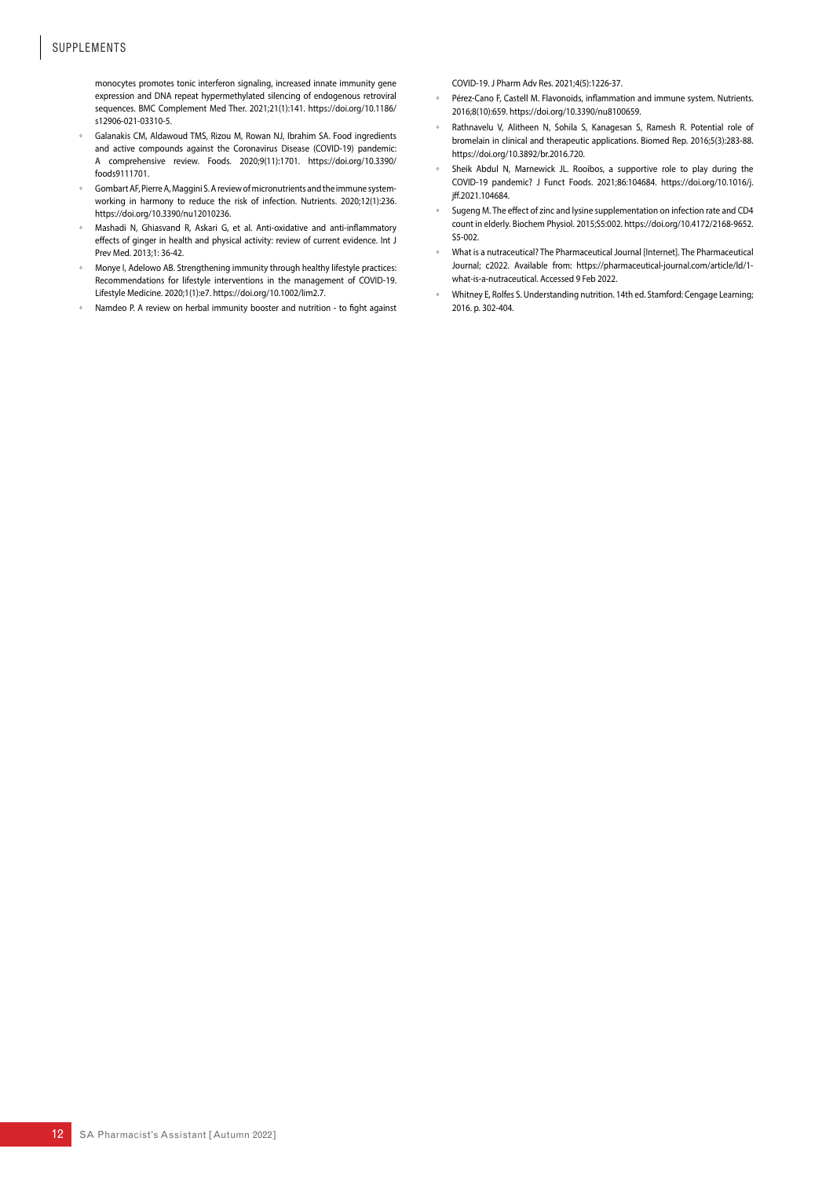monocytes promotes tonic interferon signaling, increased innate immunity gene expression and DNA repeat hypermethylated silencing of endogenous retroviral sequences. BMC Complement Med Ther. 2021;21(1):141. https://doi.org/10.1186/s12906-021-03310-5.

- Galanakis CM, Aldawoud TMS, Rizou M, Rowan NJ, Ibrahim SA. Food ingredients and active compounds against the Coronavirus Disease (COVID-19) pandemic: A comprehensive review. Foods. 2020;9(11):1701. https://doi.org/10.3390/foods9111701.
- Gombart AF, Pierre A, Maggini S. A review of micronutrients and the immune system-working in harmony to reduce the risk of infection. Nutrients. 2020;12(1):236. https://doi.org/10.3390/nu12010236.
- Mashadi N, Ghiasvand R, Askari G, et al. Anti-oxidative and anti-inflammatory effects of ginger in health and physical activity: review of current evidence. Int J Prev Med. 2013;1: 36-42.
- Monye I, Adelowo AB. Strengthening immunity through healthy lifestyle practices: Recommendations for lifestyle interventions in the management of COVID-19. Lifestyle Medicine. 2020;1(1):e7. https://doi.org/10.1002/lim2.7.
- Namdeo P. A review on herbal immunity booster and nutrition - to fight against COVID-19. J Pharm Adv Res. 2021;4(5):1226-37.
- Pérez-Cano F, Castell M. Flavonoids, inflammation and immune system. Nutrients. 2016;8(10):659. https://doi.org/10.3390/nu8100659.
- Rathnavelu V, Alitheen N, Sohila S, Kanagesan S, Ramesh R. Potential role of bromelain in clinical and therapeutic applications. Biomed Rep. 2016;5(3):283-88. https://doi.org/10.3892/br.2016.720.
- Sheik Abdul N, Marnewick JL. Rooibos, a supportive role to play during the COVID-19 pandemic? J Funct Foods. 2021;86:104684. https://doi.org/10.1016/j.jff.2021.104684.
- Sugeng M. The effect of zinc and lysine supplementation on infection rate and CD4 count in elderly. Biochem Physiol. 2015;S5:002. https://doi.org/10.4172/2168-9652.S5-002.
- What is a nutraceutical? The Pharmaceutical Journal [Internet]. The Pharmaceutical Journal; c2022. Available from: https://pharmaceutical-journal.com/article/ld/1-what-is-a-nutraceutical. Accessed 9 Feb 2022.
- Whitney E, Rolfes S. Understanding nutrition. 14th ed. Stamford: Cengage Learning; 2016. p. 302-404.